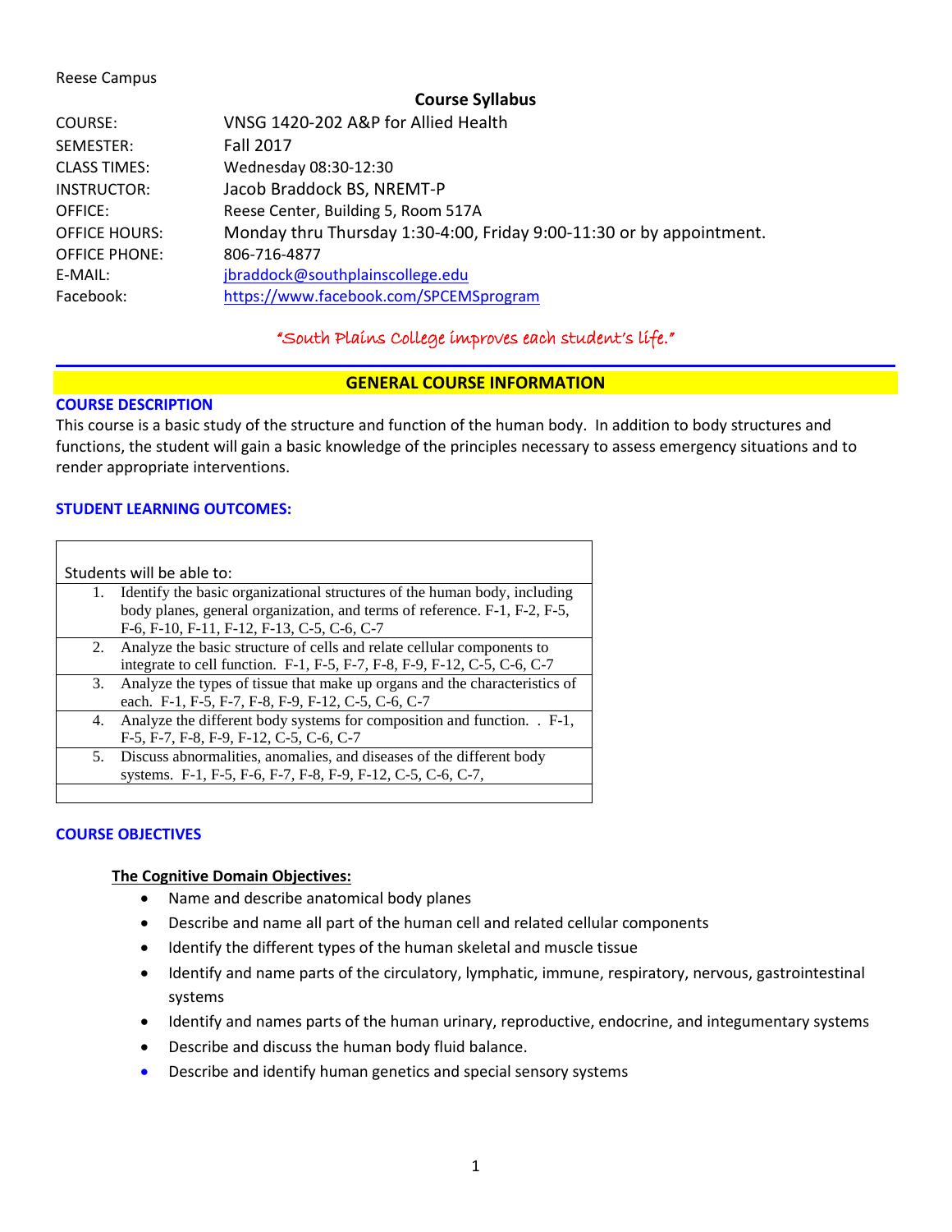Reese Campus

## Course Syllabus

| | |
|---|---|
| COURSE: | VNSG 1420-202 A&P for Allied Health |
| SEMESTER: | Fall 2017 |
| CLASS TIMES: | Wednesday 08:30-12:30 |
| INSTRUCTOR: | Jacob Braddock BS, NREMT-P |
| OFFICE: | Reese Center, Building 5, Room 517A |
| OFFICE HOURS: | Monday thru Thursday 1:30-4:00, Friday 9:00-11:30 or by appointment. |
| OFFICE PHONE: | 806-716-4877 |
| E-MAIL: | jbraddock@southplainscollege.edu |
| Facebook: | https://www.facebook.com/SPCEMSprogram |

*"South Plains College improves each student's life."*

## GENERAL COURSE INFORMATION

### COURSE DESCRIPTION

This course is a basic study of the structure and function of the human body. In addition to body structures and functions, the student will gain a basic knowledge of the principles necessary to assess emergency situations and to render appropriate interventions.

### STUDENT LEARNING OUTCOMES:

| Students will be able to: |
|---|
| 1. Identify the basic organizational structures of the human body, including body planes, general organization, and terms of reference. F-1, F-2, F-5, F-6, F-10, F-11, F-12, F-13, C-5, C-6, C-7 |
| 2. Analyze the basic structure of cells and relate cellular components to integrate to cell function. F-1, F-5, F-7, F-8, F-9, F-12, C-5, C-6, C-7 |
| 3. Analyze the types of tissue that make up organs and the characteristics of each. F-1, F-5, F-7, F-8, F-9, F-12, C-5, C-6, C-7 |
| 4. Analyze the different body systems for composition and function. . F-1, F-5, F-7, F-8, F-9, F-12, C-5, C-6, C-7 |
| 5. Discuss abnormalities, anomalies, and diseases of the different body systems. F-1, F-5, F-6, F-7, F-8, F-9, F-12, C-5, C-6, C-7, |

### COURSE OBJECTIVES

**The Cognitive Domain Objectives:**

- Name and describe anatomical body planes
- Describe and name all part of the human cell and related cellular components
- Identify the different types of the human skeletal and muscle tissue
- Identify and name parts of the circulatory, lymphatic, immune, respiratory, nervous, gastrointestinal systems
- Identify and names parts of the human urinary, reproductive, endocrine, and integumentary systems
- Describe and discuss the human body fluid balance.
- Describe and identify human genetics and special sensory systems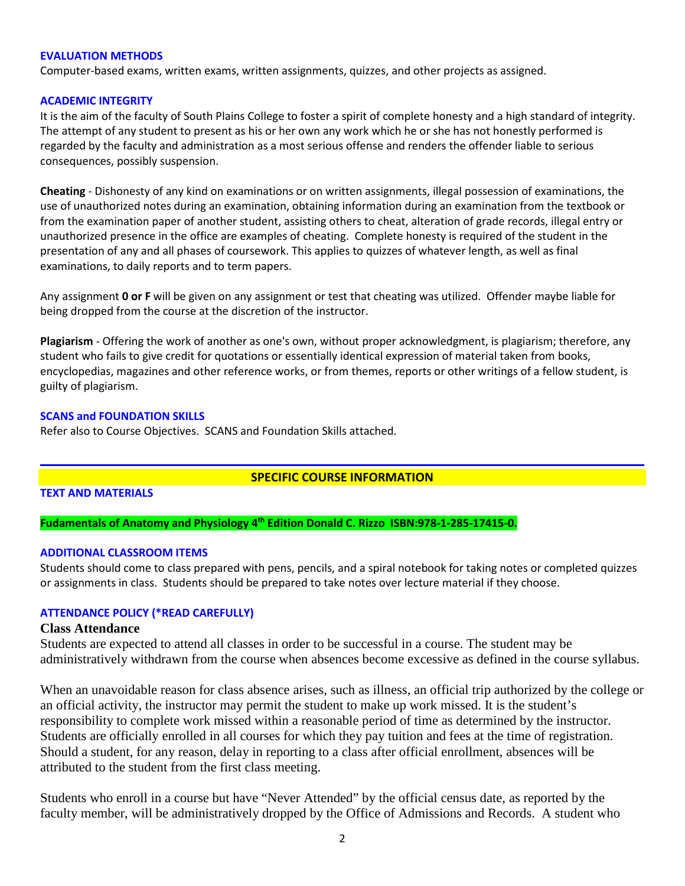### EVALUATION METHODS

Computer-based exams, written exams, written assignments, quizzes, and other projects as assigned.

### ACADEMIC INTEGRITY

It is the aim of the faculty of South Plains College to foster a spirit of complete honesty and a high standard of integrity. The attempt of any student to present as his or her own any work which he or she has not honestly performed is regarded by the faculty and administration as a most serious offense and renders the offender liable to serious consequences, possibly suspension.

**Cheating** - Dishonesty of any kind on examinations or on written assignments, illegal possession of examinations, the use of unauthorized notes during an examination, obtaining information during an examination from the textbook or from the examination paper of another student, assisting others to cheat, alteration of grade records, illegal entry or unauthorized presence in the office are examples of cheating. Complete honesty is required of the student in the presentation of any and all phases of coursework. This applies to quizzes of whatever length, as well as final examinations, to daily reports and to term papers.

Any assignment **0 or F** will be given on any assignment or test that cheating was utilized. Offender maybe liable for being dropped from the course at the discretion of the instructor.

**Plagiarism** - Offering the work of another as one's own, without proper acknowledgment, is plagiarism; therefore, any student who fails to give credit for quotations or essentially identical expression of material taken from books, encyclopedias, magazines and other reference works, or from themes, reports or other writings of a fellow student, is guilty of plagiarism.

### SCANS and FOUNDATION SKILLS

Refer also to Course Objectives. SCANS and Foundation Skills attached.

## SPECIFIC COURSE INFORMATION

### TEXT AND MATERIALS

**Fudamentals of Anatomy and Physiology 4th Edition Donald C. Rizzo ISBN:978-1-285-17415-0.**

### ADDITIONAL CLASSROOM ITEMS

Students should come to class prepared with pens, pencils, and a spiral notebook for taking notes or completed quizzes or assignments in class. Students should be prepared to take notes over lecture material if they choose.

### ATTENDANCE POLICY (*READ CAREFULLY)

**Class Attendance**

Students are expected to attend all classes in order to be successful in a course. The student may be administratively withdrawn from the course when absences become excessive as defined in the course syllabus.

When an unavoidable reason for class absence arises, such as illness, an official trip authorized by the college or an official activity, the instructor may permit the student to make up work missed. It is the student's responsibility to complete work missed within a reasonable period of time as determined by the instructor. Students are officially enrolled in all courses for which they pay tuition and fees at the time of registration. Should a student, for any reason, delay in reporting to a class after official enrollment, absences will be attributed to the student from the first class meeting.

Students who enroll in a course but have "Never Attended" by the official census date, as reported by the faculty member, will be administratively dropped by the Office of Admissions and Records. A student who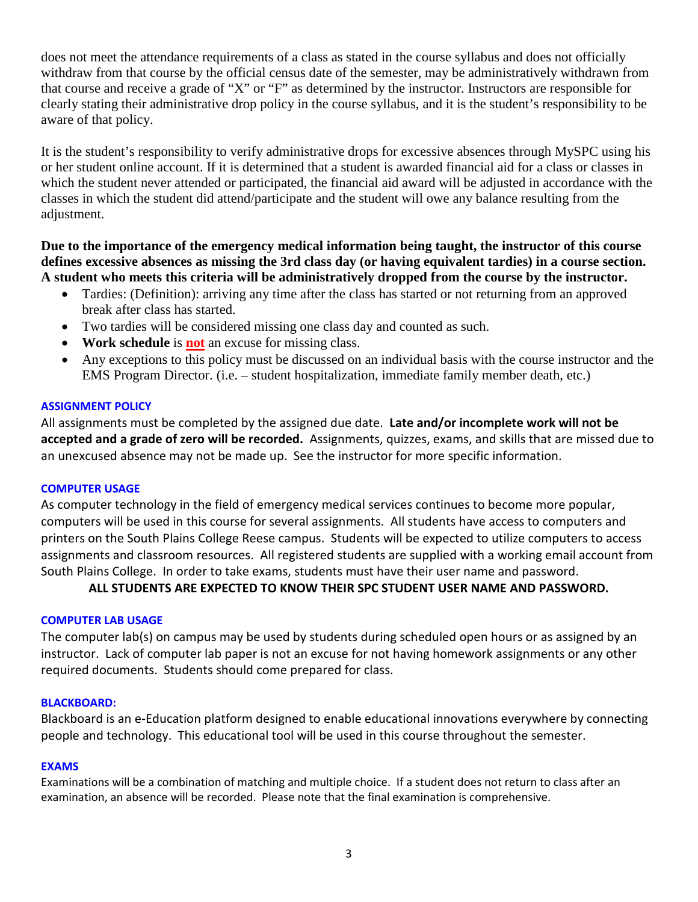does not meet the attendance requirements of a class as stated in the course syllabus and does not officially withdraw from that course by the official census date of the semester, may be administratively withdrawn from that course and receive a grade of "X" or "F" as determined by the instructor. Instructors are responsible for clearly stating their administrative drop policy in the course syllabus, and it is the student's responsibility to be aware of that policy.

It is the student's responsibility to verify administrative drops for excessive absences through MySPC using his or her student online account. If it is determined that a student is awarded financial aid for a class or classes in which the student never attended or participated, the financial aid award will be adjusted in accordance with the classes in which the student did attend/participate and the student will owe any balance resulting from the adjustment.

**Due to the importance of the emergency medical information being taught, the instructor of this course defines excessive absences as missing the 3rd class day (or having equivalent tardies) in a course section. A student who meets this criteria will be administratively dropped from the course by the instructor.**

- Tardies: (Definition): arriving any time after the class has started or not returning from an approved break after class has started.
- Two tardies will be considered missing one class day and counted as such.
- **Work schedule** is **not** an excuse for missing class.
- Any exceptions to this policy must be discussed on an individual basis with the course instructor and the EMS Program Director. (i.e. – student hospitalization, immediate family member death, etc.)

## ASSIGNMENT POLICY

All assignments must be completed by the assigned due date. **Late and/or incomplete work will not be accepted and a grade of zero will be recorded.** Assignments, quizzes, exams, and skills that are missed due to an unexcused absence may not be made up. See the instructor for more specific information.

## COMPUTER USAGE

As computer technology in the field of emergency medical services continues to become more popular, computers will be used in this course for several assignments. All students have access to computers and printers on the South Plains College Reese campus. Students will be expected to utilize computers to access assignments and classroom resources. All registered students are supplied with a working email account from South Plains College. In order to take exams, students must have their user name and password.

**ALL STUDENTS ARE EXPECTED TO KNOW THEIR SPC STUDENT USER NAME AND PASSWORD.**

## COMPUTER LAB USAGE

The computer lab(s) on campus may be used by students during scheduled open hours or as assigned by an instructor. Lack of computer lab paper is not an excuse for not having homework assignments or any other required documents. Students should come prepared for class.

## BLACKBOARD:

Blackboard is an e-Education platform designed to enable educational innovations everywhere by connecting people and technology. This educational tool will be used in this course throughout the semester.

## EXAMS

Examinations will be a combination of matching and multiple choice. If a student does not return to class after an examination, an absence will be recorded. Please note that the final examination is comprehensive.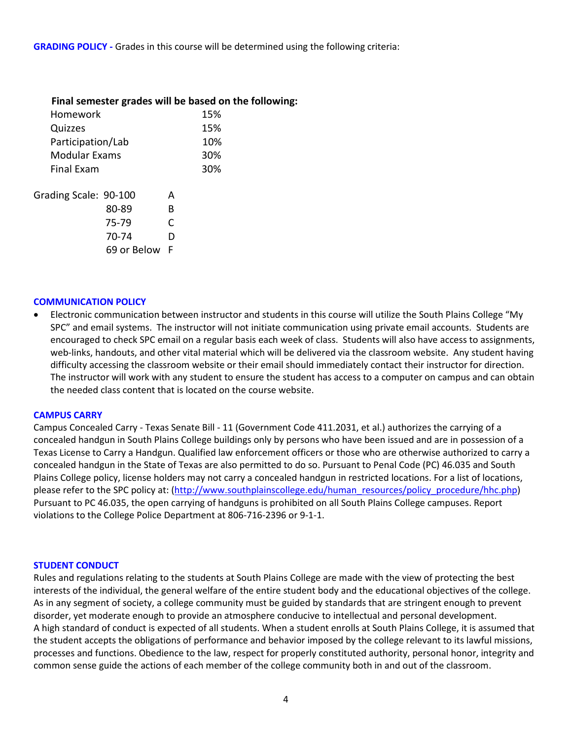**GRADING POLICY -** Grades in this course will be determined using the following criteria:

**Final semester grades will be based on the following:**

| | |
|---|---|
| Homework | 15% |
| Quizzes | 15% |
| Participation/Lab | 10% |
| Modular Exams | 30% |
| Final Exam | 30% |

| Grading Scale: | | |
|---|---|---|
| | 90-100 | A |
| | 80-89 | B |
| | 75-79 | C |
| | 70-74 | D |
| | 69 or Below | F |

**COMMUNICATION POLICY**

- Electronic communication between instructor and students in this course will utilize the South Plains College "My SPC" and email systems. The instructor will not initiate communication using private email accounts. Students are encouraged to check SPC email on a regular basis each week of class. Students will also have access to assignments, web-links, handouts, and other vital material which will be delivered via the classroom website. Any student having difficulty accessing the classroom website or their email should immediately contact their instructor for direction. The instructor will work with any student to ensure the student has access to a computer on campus and can obtain the needed class content that is located on the course website.

**CAMPUS CARRY**

Campus Concealed Carry - Texas Senate Bill - 11 (Government Code 411.2031, et al.) authorizes the carrying of a concealed handgun in South Plains College buildings only by persons who have been issued and are in possession of a Texas License to Carry a Handgun. Qualified law enforcement officers or those who are otherwise authorized to carry a concealed handgun in the State of Texas are also permitted to do so. Pursuant to Penal Code (PC) 46.035 and South Plains College policy, license holders may not carry a concealed handgun in restricted locations. For a list of locations, please refer to the SPC policy at: (http://www.southplainscollege.edu/human_resources/policy_procedure/hhc.php) Pursuant to PC 46.035, the open carrying of handguns is prohibited on all South Plains College campuses. Report violations to the College Police Department at 806-716-2396 or 9-1-1.

**STUDENT CONDUCT**

Rules and regulations relating to the students at South Plains College are made with the view of protecting the best interests of the individual, the general welfare of the entire student body and the educational objectives of the college. As in any segment of society, a college community must be guided by standards that are stringent enough to prevent disorder, yet moderate enough to provide an atmosphere conducive to intellectual and personal development.
A high standard of conduct is expected of all students. When a student enrolls at South Plains College, it is assumed that the student accepts the obligations of performance and behavior imposed by the college relevant to its lawful missions, processes and functions. Obedience to the law, respect for properly constituted authority, personal honor, integrity and common sense guide the actions of each member of the college community both in and out of the classroom.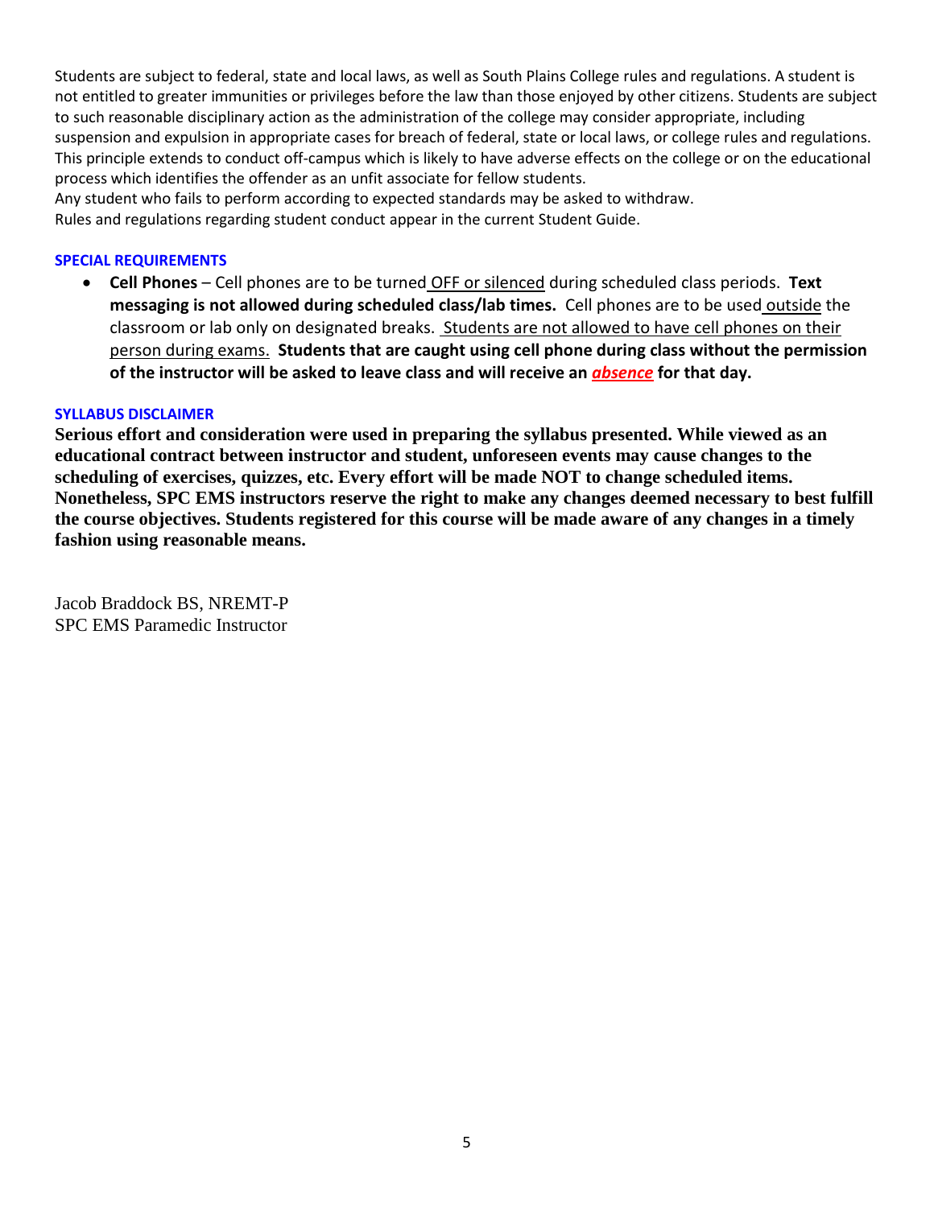Students are subject to federal, state and local laws, as well as South Plains College rules and regulations. A student is not entitled to greater immunities or privileges before the law than those enjoyed by other citizens. Students are subject to such reasonable disciplinary action as the administration of the college may consider appropriate, including suspension and expulsion in appropriate cases for breach of federal, state or local laws, or college rules and regulations. This principle extends to conduct off-campus which is likely to have adverse effects on the college or on the educational process which identifies the offender as an unfit associate for fellow students.
Any student who fails to perform according to expected standards may be asked to withdraw.
Rules and regulations regarding student conduct appear in the current Student Guide.

### SPECIAL REQUIREMENTS

- **Cell Phones** – Cell phones are to be turned OFF or silenced during scheduled class periods. **Text messaging is not allowed during scheduled class/lab times.** Cell phones are to be used outside the classroom or lab only on designated breaks. Students are not allowed to have cell phones on their person during exams. **Students that are caught using cell phone during class without the permission of the instructor will be asked to leave class and will receive an *absence* for that day.**

### SYLLABUS DISCLAIMER

**Serious effort and consideration were used in preparing the syllabus presented. While viewed as an educational contract between instructor and student, unforeseen events may cause changes to the scheduling of exercises, quizzes, etc. Every effort will be made NOT to change scheduled items. Nonetheless, SPC EMS instructors reserve the right to make any changes deemed necessary to best fulfill the course objectives. Students registered for this course will be made aware of any changes in a timely fashion using reasonable means.**

Jacob Braddock BS, NREMT-P
SPC EMS Paramedic Instructor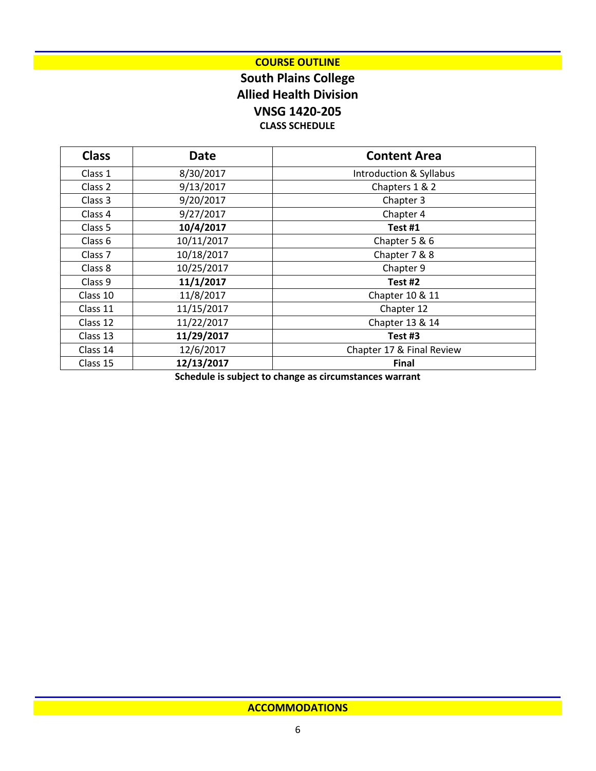## COURSE OUTLINE

**South Plains College**
**Allied Health Division**
**VNSG 1420-205**
**CLASS SCHEDULE**

| Class | Date | Content Area |
|---|---|---|
| Class 1 | 8/30/2017 | Introduction & Syllabus |
| Class 2 | 9/13/2017 | Chapters 1 & 2 |
| Class 3 | 9/20/2017 | Chapter 3 |
| Class 4 | 9/27/2017 | Chapter 4 |
| Class 5 | **10/4/2017** | **Test #1** |
| Class 6 | 10/11/2017 | Chapter 5 & 6 |
| Class 7 | 10/18/2017 | Chapter 7 & 8 |
| Class 8 | 10/25/2017 | Chapter 9 |
| Class 9 | **11/1/2017** | **Test #2** |
| Class 10 | 11/8/2017 | Chapter 10 & 11 |
| Class 11 | 11/15/2017 | Chapter 12 |
| Class 12 | 11/22/2017 | Chapter 13 & 14 |
| Class 13 | **11/29/2017** | **Test #3** |
| Class 14 | 12/6/2017 | Chapter 17 & Final Review |
| Class 15 | **12/13/2017** | **Final** |

**Schedule is subject to change as circumstances warrant**

## ACCOMMODATIONS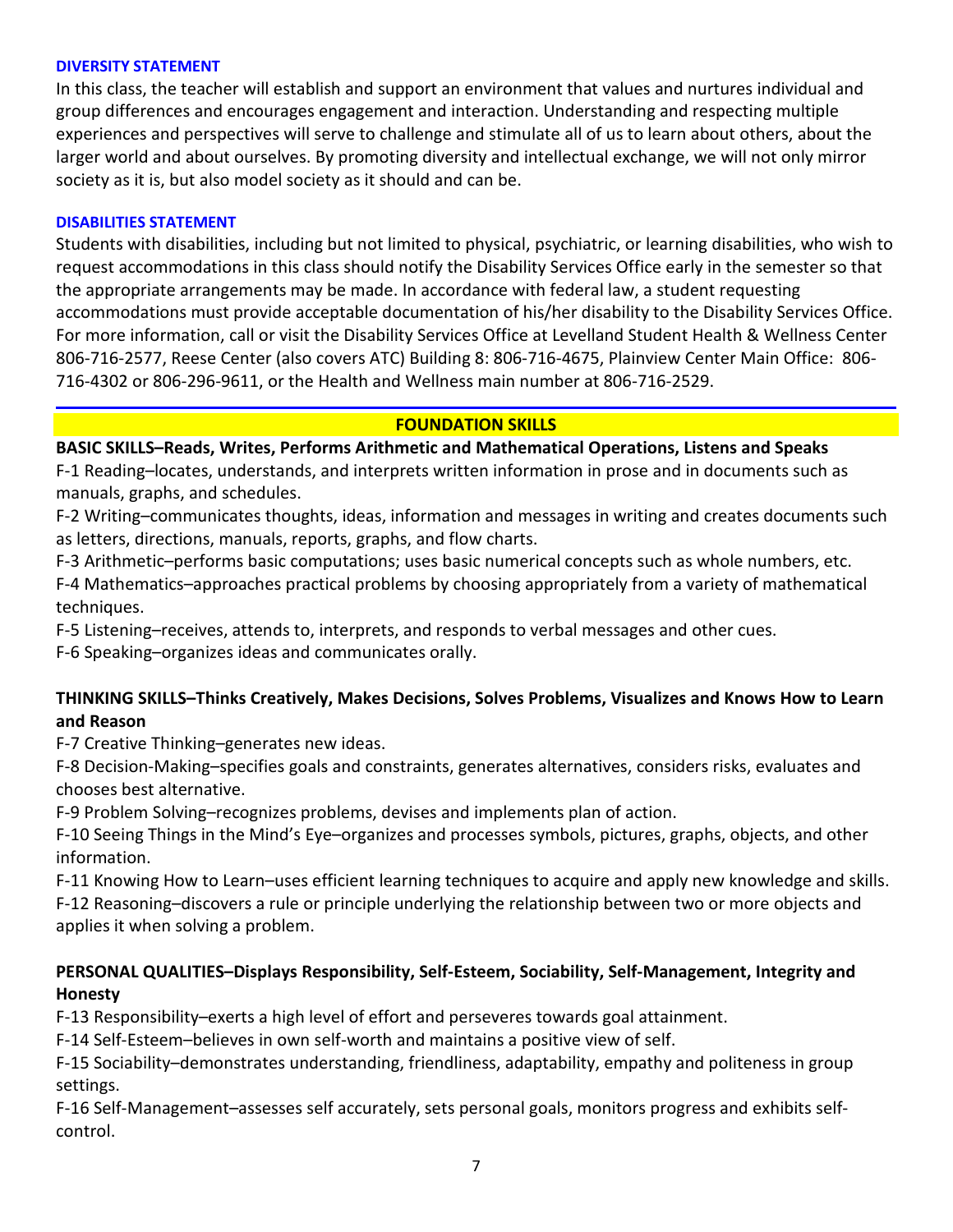### DIVERSITY STATEMENT

In this class, the teacher will establish and support an environment that values and nurtures individual and group differences and encourages engagement and interaction. Understanding and respecting multiple experiences and perspectives will serve to challenge and stimulate all of us to learn about others, about the larger world and about ourselves. By promoting diversity and intellectual exchange, we will not only mirror society as it is, but also model society as it should and can be.

### DISABILITIES STATEMENT

Students with disabilities, including but not limited to physical, psychiatric, or learning disabilities, who wish to request accommodations in this class should notify the Disability Services Office early in the semester so that the appropriate arrangements may be made. In accordance with federal law, a student requesting accommodations must provide acceptable documentation of his/her disability to the Disability Services Office. For more information, call or visit the Disability Services Office at Levelland Student Health & Wellness Center 806-716-2577, Reese Center (also covers ATC) Building 8: 806-716-4675, Plainview Center Main Office: 806-716-4302 or 806-296-9611, or the Health and Wellness main number at 806-716-2529.

---

## FOUNDATION SKILLS

**BASIC SKILLS–Reads, Writes, Performs Arithmetic and Mathematical Operations, Listens and Speaks**

F-1 Reading–locates, understands, and interprets written information in prose and in documents such as manuals, graphs, and schedules.

F-2 Writing–communicates thoughts, ideas, information and messages in writing and creates documents such as letters, directions, manuals, reports, graphs, and flow charts.

F-3 Arithmetic–performs basic computations; uses basic numerical concepts such as whole numbers, etc.

F-4 Mathematics–approaches practical problems by choosing appropriately from a variety of mathematical techniques.

F-5 Listening–receives, attends to, interprets, and responds to verbal messages and other cues.

F-6 Speaking–organizes ideas and communicates orally.

**THINKING SKILLS–Thinks Creatively, Makes Decisions, Solves Problems, Visualizes and Knows How to Learn and Reason**

F-7 Creative Thinking–generates new ideas.

F-8 Decision-Making–specifies goals and constraints, generates alternatives, considers risks, evaluates and chooses best alternative.

F-9 Problem Solving–recognizes problems, devises and implements plan of action.

F-10 Seeing Things in the Mind's Eye–organizes and processes symbols, pictures, graphs, objects, and other information.

F-11 Knowing How to Learn–uses efficient learning techniques to acquire and apply new knowledge and skills.

F-12 Reasoning–discovers a rule or principle underlying the relationship between two or more objects and applies it when solving a problem.

**PERSONAL QUALITIES–Displays Responsibility, Self-Esteem, Sociability, Self-Management, Integrity and Honesty**

F-13 Responsibility–exerts a high level of effort and perseveres towards goal attainment.

F-14 Self-Esteem–believes in own self-worth and maintains a positive view of self.

F-15 Sociability–demonstrates understanding, friendliness, adaptability, empathy and politeness in group settings.

F-16 Self-Management–assesses self accurately, sets personal goals, monitors progress and exhibits self-control.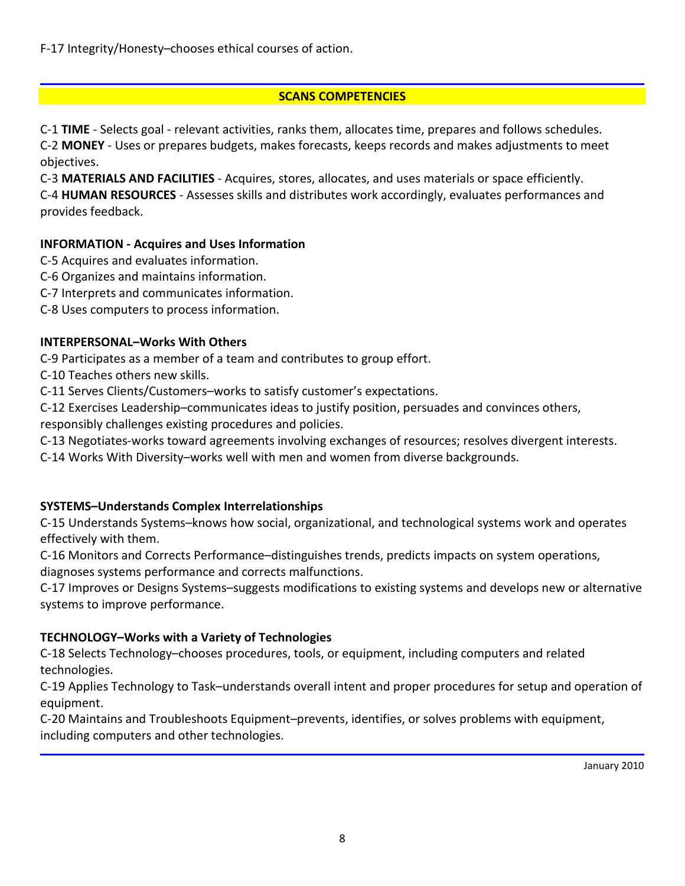F-17 Integrity/Honesty–chooses ethical courses of action.

## SCANS COMPETENCIES

C-1 **TIME** - Selects goal - relevant activities, ranks them, allocates time, prepares and follows schedules.
C-2 **MONEY** - Uses or prepares budgets, makes forecasts, keeps records and makes adjustments to meet objectives.
C-3 **MATERIALS AND FACILITIES** - Acquires, stores, allocates, and uses materials or space efficiently.
C-4 **HUMAN RESOURCES** - Assesses skills and distributes work accordingly, evaluates performances and provides feedback.

**INFORMATION - Acquires and Uses Information**

C-5 Acquires and evaluates information.
C-6 Organizes and maintains information.
C-7 Interprets and communicates information.
C-8 Uses computers to process information.

**INTERPERSONAL–Works With Others**

C-9 Participates as a member of a team and contributes to group effort.
C-10 Teaches others new skills.
C-11 Serves Clients/Customers–works to satisfy customer's expectations.
C-12 Exercises Leadership–communicates ideas to justify position, persuades and convinces others, responsibly challenges existing procedures and policies.
C-13 Negotiates-works toward agreements involving exchanges of resources; resolves divergent interests.
C-14 Works With Diversity–works well with men and women from diverse backgrounds.

**SYSTEMS–Understands Complex Interrelationships**

C-15 Understands Systems–knows how social, organizational, and technological systems work and operates effectively with them.
C-16 Monitors and Corrects Performance–distinguishes trends, predicts impacts on system operations, diagnoses systems performance and corrects malfunctions.
C-17 Improves or Designs Systems–suggests modifications to existing systems and develops new or alternative systems to improve performance.

**TECHNOLOGY–Works with a Variety of Technologies**

C-18 Selects Technology–chooses procedures, tools, or equipment, including computers and related technologies.
C-19 Applies Technology to Task–understands overall intent and proper procedures for setup and operation of equipment.
C-20 Maintains and Troubleshoots Equipment–prevents, identifies, or solves problems with equipment, including computers and other technologies.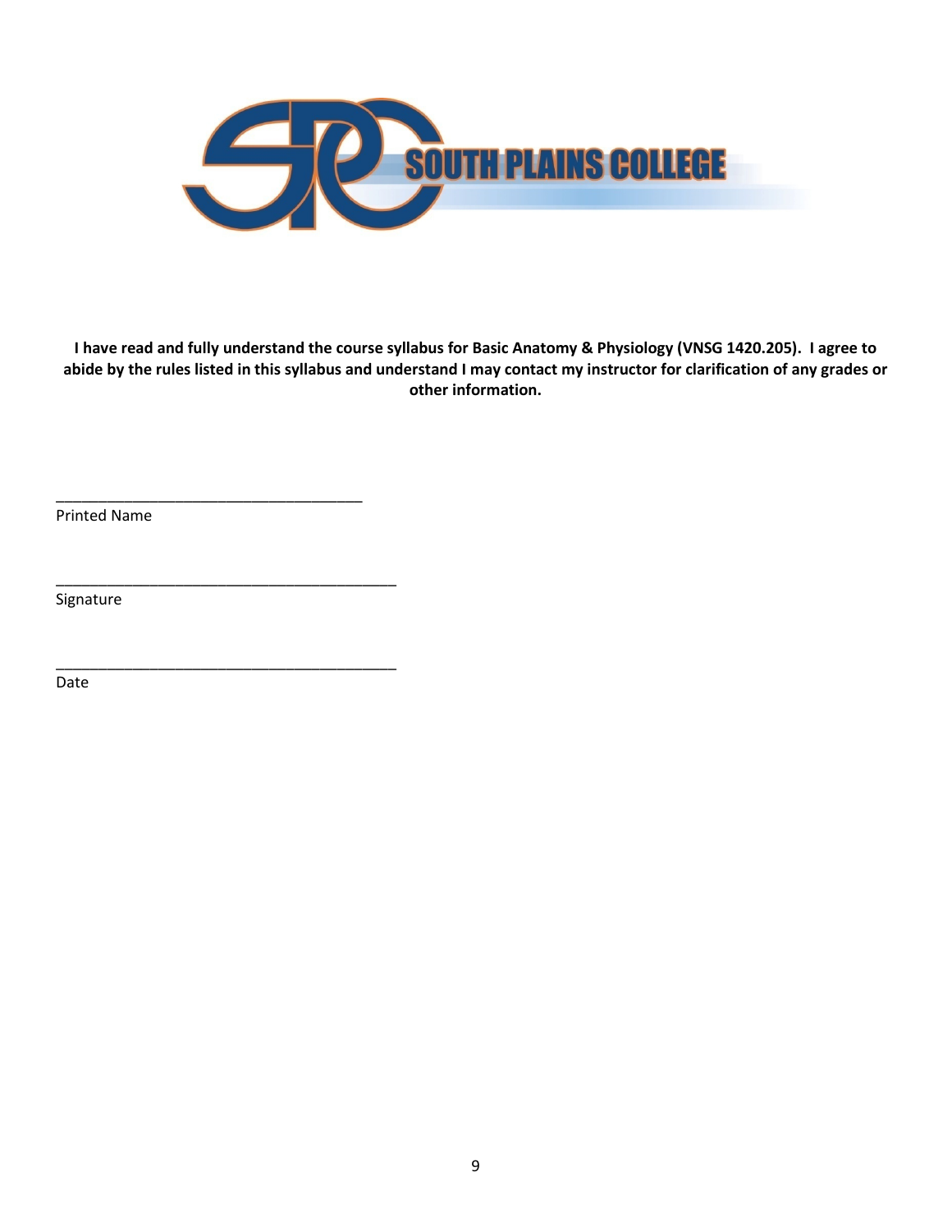SOUTH PLAINS COLLEGE

**I have read and fully understand the course syllabus for Basic Anatomy & Physiology (VNSG 1420.205). I agree to abide by the rules listed in this syllabus and understand I may contact my instructor for clarification of any grades or other information.**

\_\_\_\_\_\_\_\_\_\_\_\_\_\_\_\_\_\_\_\_\_\_\_\_\_\_\_\_\_\_\_\_\_\_\_\_

Printed Name

\_\_\_\_\_\_\_\_\_\_\_\_\_\_\_\_\_\_\_\_\_\_\_\_\_\_\_\_\_\_\_\_\_\_\_\_\_\_\_\_

Signature

\_\_\_\_\_\_\_\_\_\_\_\_\_\_\_\_\_\_\_\_\_\_\_\_\_\_\_\_\_\_\_\_\_\_\_\_\_\_\_\_

Date